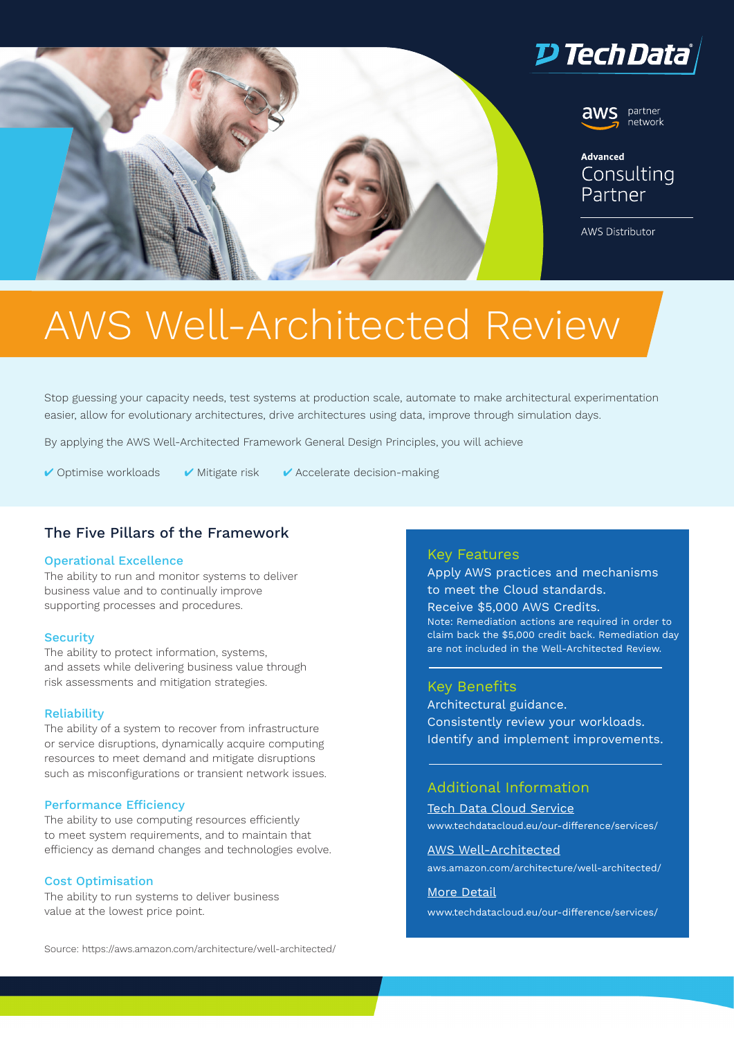Tech Data

aws partner network

**Advanced**
Consulting Partner

AWS Distributor

# AWS Well-Architected Review

Stop guessing your capacity needs, test systems at production scale, automate to make architectural experimentation easier, allow for evolutionary architectures, drive architectures using data, improve through simulation days.

By applying the AWS Well-Architected Framework General Design Principles, you will achieve

✔ Optimise workloads ✔ Mitigate risk ✔ Accelerate decision-making

## The Five Pillars of the Framework

### Operational Excellence

The ability to run and monitor systems to deliver business value and to continually improve supporting processes and procedures.

### Security

The ability to protect information, systems, and assets while delivering business value through risk assessments and mitigation strategies.

### Reliability

The ability of a system to recover from infrastructure or service disruptions, dynamically acquire computing resources to meet demand and mitigate disruptions such as misconfigurations or transient network issues.

### Performance Efficiency

The ability to use computing resources efficiently to meet system requirements, and to maintain that efficiency as demand changes and technologies evolve.

### Cost Optimisation

The ability to run systems to deliver business value at the lowest price point.

Source: https://aws.amazon.com/architecture/well-architected/

## Key Features

Apply AWS practices and mechanisms to meet the Cloud standards.
Receive $5,000 AWS Credits.
Note: Remediation actions are required in order to claim back the $5,000 credit back. Remediation day are not included in the Well-Architected Review.

## Key Benefits

Architectural guidance.
Consistently review your workloads.
Identify and implement improvements.

## Additional Information

Tech Data Cloud Service
www.techdatacloud.eu/our-difference/services/

AWS Well-Architected
aws.amazon.com/architecture/well-architected/

More Detail
www.techdatacloud.eu/our-difference/services/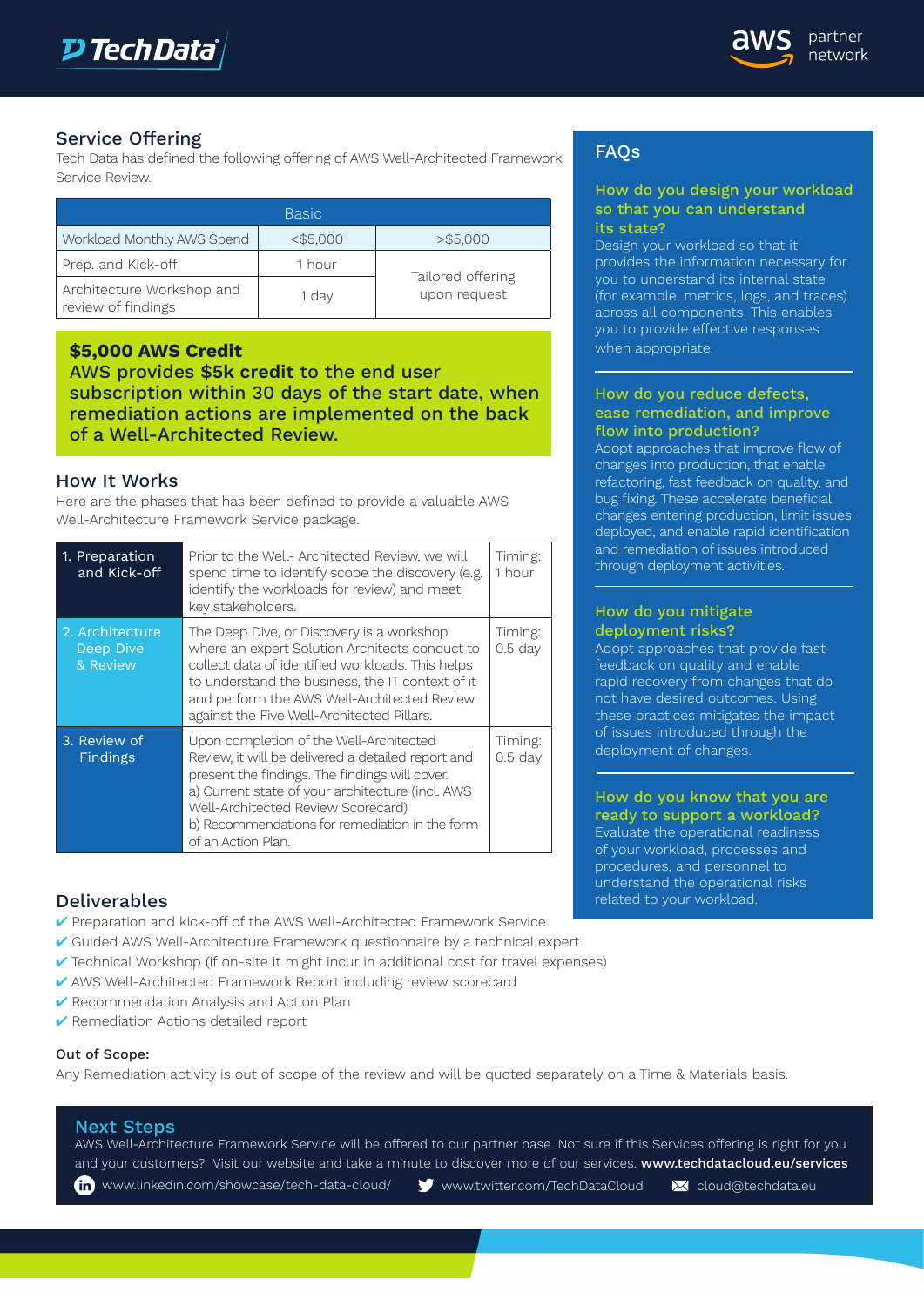## Service Offering

Tech Data has defined the following offering of AWS Well-Architected Framework Service Review.

| Basic | | |
|---|---|---|
| Workload Monthly AWS Spend | <$5,000 | >$5,000 |
| Prep. and Kick-off | 1 hour | Tailored offering upon request |
| Architecture Workshop and review of findings | 1 day | |

**$5,000 AWS Credit**
**AWS provides $5k credit to the end user subscription within 30 days of the start date, when remediation actions are implemented on the back of a Well-Architected Review.**

## How It Works

Here are the phases that has been defined to provide a valuable AWS Well-Architecture Framework Service package.

| | | |
|---|---|---|
| 1. Preparation and Kick-off | Prior to the Well- Architected Review, we will spend time to identify scope the discovery (e.g. identify the workloads for review) and meet key stakeholders. | Timing: 1 hour |
| 2. Architecture Deep Dive & Review | The Deep Dive, or Discovery is a workshop where an expert Solution Architects conduct to collect data of identified workloads. This helps to understand the business, the IT context of it and perform the AWS Well-Architected Review against the Five Well-Architected Pillars. | Timing: 0.5 day |
| 3. Review of Findings | Upon completion of the Well-Architected Review, it will be delivered a detailed report and present the findings. The findings will cover. a) Current state of your architecture (incl. AWS Well-Architected Review Scorecard) b) Recommendations for remediation in the form of an Action Plan. | Timing: 0.5 day |

## Deliverables

- ✔ Preparation and kick-off of the AWS Well-Architected Framework Service
- ✔ Guided AWS Well-Architecture Framework questionnaire by a technical expert
- ✔ Technical Workshop (if on-site it might incur in additional cost for travel expenses)
- ✔ AWS Well-Architected Framework Report including review scorecard
- ✔ Recommendation Analysis and Action Plan
- ✔ Remediation Actions detailed report

**Out of Scope:**

Any Remediation activity is out of scope of the review and will be quoted separately on a Time & Materials basis.

## FAQs

### How do you design your workload so that you can understand its state?

Design your workload so that it provides the information necessary for you to understand its internal state (for example, metrics, logs, and traces) across all components. This enables you to provide effective responses when appropriate.

### How do you reduce defects, ease remediation, and improve flow into production?

Adopt approaches that improve flow of changes into production, that enable refactoring, fast feedback on quality, and bug fixing. These accelerate beneficial changes entering production, limit issues deployed, and enable rapid identification and remediation of issues introduced through deployment activities.

### How do you mitigate deployment risks?

Adopt approaches that provide fast feedback on quality and enable rapid recovery from changes that do not have desired outcomes. Using these practices mitigates the impact of issues introduced through the deployment of changes.

### How do you know that you are ready to support a workload?

Evaluate the operational readiness of your workload, processes and procedures, and personnel to understand the operational risks related to your workload.

## Next Steps

AWS Well-Architecture Framework Service will be offered to our partner base. Not sure if this Services offering is right for you and your customers? Visit our website and take a minute to discover more of our services. **www.techdatacloud.eu/services**

www.linkedin.com/showcase/tech-data-cloud/ www.twitter.com/TechDataCloud cloud@techdata.eu